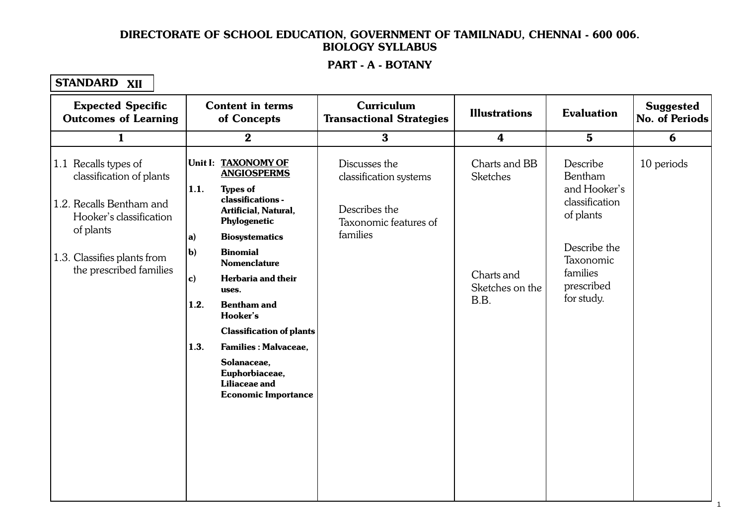**DIRECTORATE OF SCHOOL EDUCATION, GOVERNMENT OF TAMILNADU, CHENNAI - 600 006.**
**BIOLOGY SYLLABUS**

## PART - A - BOTANY

**STANDARD XII**

| Expected Specific Outcomes of Learning | Content in terms of Concepts | Curriculum Transactional Strategies | Illustrations | Evaluation | Suggested No. of Periods |
|---|---|---|---|---|---|
| 1 | 2 | 3 | 4 | 5 | 6 |
| 1.1 Recalls types of classification of plants<br><br>1.2. Recalls Bentham and Hooker's classification of plants<br><br>1.3. Classifies plants from the prescribed families | **Unit I: <u>TAXONOMY OF ANGIOSPERMS</u>**<br>**1.1. Types of classifications - Artificial, Natural, Phylogenetic**<br>**a) Biosystematics**<br>**b) Binomial Nomenclature**<br>**c) Herbaria and their uses.**<br>**1.2. Bentham and Hooker's Classification of plants**<br>**1.3. Families : Malvaceae, Solanaceae, Euphorbiaceae, Liliaceae and Economic Importance** | Discusses the classification systems<br><br>Describes the Taxonomic features of families | Charts and BB Sketches<br><br>Charts and Sketches on the B.B. | Describe Bentham and Hooker's classification of plants<br><br>Describe the Taxonomic families prescribed for study. | 10 periods |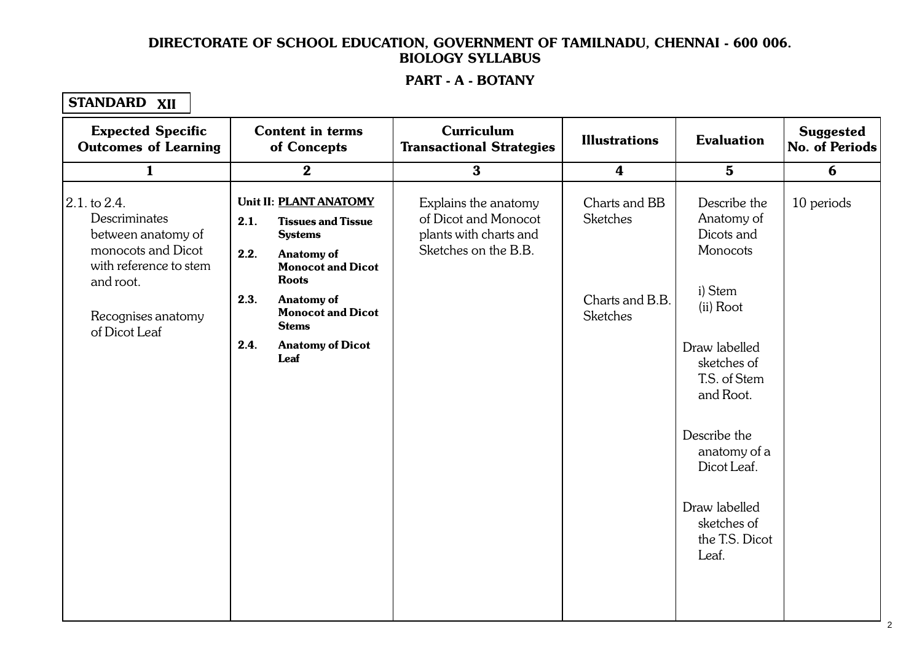**DIRECTORATE OF SCHOOL EDUCATION, GOVERNMENT OF TAMILNADU, CHENNAI - 600 006.**
**BIOLOGY SYLLABUS**

## PART - A - BOTANY

**STANDARD XII**

| Expected Specific Outcomes of Learning | Content in terms of Concepts | Curriculum Transactional Strategies | Illustrations | Evaluation | Suggested No. of Periods |
|---|---|---|---|---|---|
| **1** | **2** | **3** | **4** | **5** | **6** |
| 2.1. to 2.4. Descriminates between anatomy of monocots and Dicot with reference to stem and root.<br><br>Recognises anatomy of Dicot Leaf | **Unit II: PLANT ANATOMY**<br>**2.1. Tissues and Tissue Systems**<br>**2.2. Anatomy of Monocot and Dicot Roots**<br>**2.3. Anatomy of Monocot and Dicot Stems**<br>**2.4. Anatomy of Dicot Leaf** | Explains the anatomy of Dicot and Monocot plants with charts and Sketches on the B.B. | Charts and BB Sketches<br><br>Charts and B.B. Sketches | Describe the Anatomy of Dicots and Monocots<br>i) Stem<br>(ii) Root<br><br>Draw labelled sketches of T.S. of Stem and Root.<br><br>Describe the anatomy of a Dicot Leaf.<br><br>Draw labelled sketches of the T.S. Dicot Leaf. | 10 periods |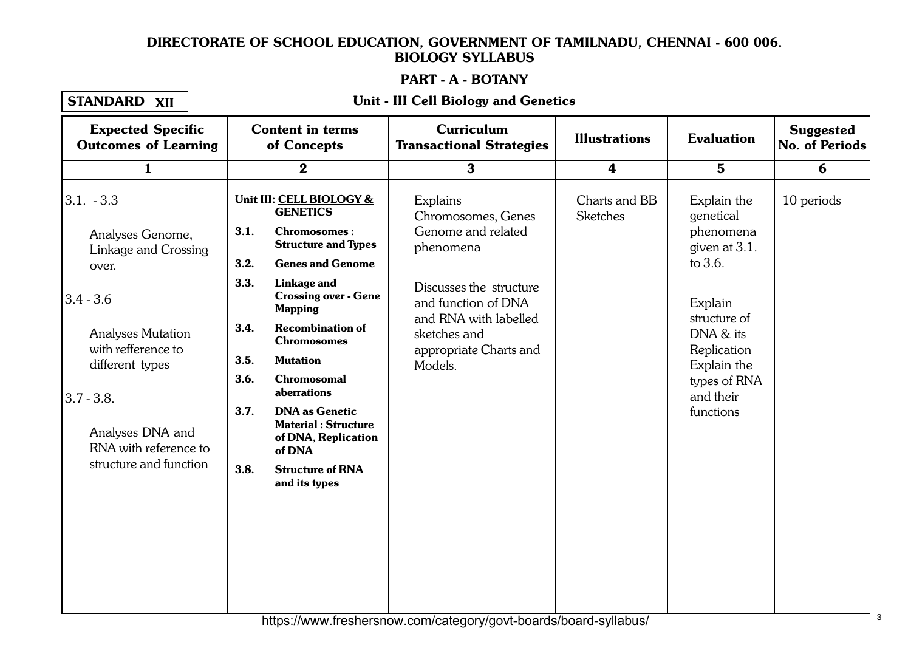# DIRECTORATE OF SCHOOL EDUCATION, GOVERNMENT OF TAMILNADU, CHENNAI - 600 006.

## BIOLOGY SYLLABUS

### PART - A - BOTANY

**STANDARD XII**

### Unit - III Cell Biology and Genetics

| Expected Specific Outcomes of Learning | Content in terms of Concepts | Curriculum Transactional Strategies | Illustrations | Evaluation | Suggested No. of Periods |
|---|---|---|---|---|---|
| 1 | 2 | 3 | 4 | 5 | 6 |
| 3.1. - 3.3<br><br>Analyses Genome, Linkage and Crossing over.<br><br>3.4 - 3.6<br><br>Analyses Mutation with refference to different types<br><br>3.7 - 3.8.<br><br>Analyses DNA and RNA with reference to structure and function | **Unit III: CELL BIOLOGY & GENETICS**<br><br>**3.1. Chromosomes : Structure and Types**<br>**3.2. Genes and Genome**<br>**3.3. Linkage and Crossing over - Gene Mapping**<br>**3.4. Recombination of Chromosomes**<br>**3.5. Mutation**<br>**3.6. Chromosomal aberrations**<br>**3.7. DNA as Genetic Material : Structure of DNA, Replication of DNA**<br>**3.8. Structure of RNA and its types** | Explains Chromosomes, Genes Genome and related phenomena<br><br>Discusses the structure and function of DNA and RNA with labelled sketches and appropriate Charts and Models. | Charts and BB Sketches | Explain the genetical phenomena given at 3.1. to 3.6.<br><br>Explain structure of DNA & its Replication<br>Explain the types of RNA and their functions | 10 periods |

https://www.freshersnow.com/category/govt-boards/board-syllabus/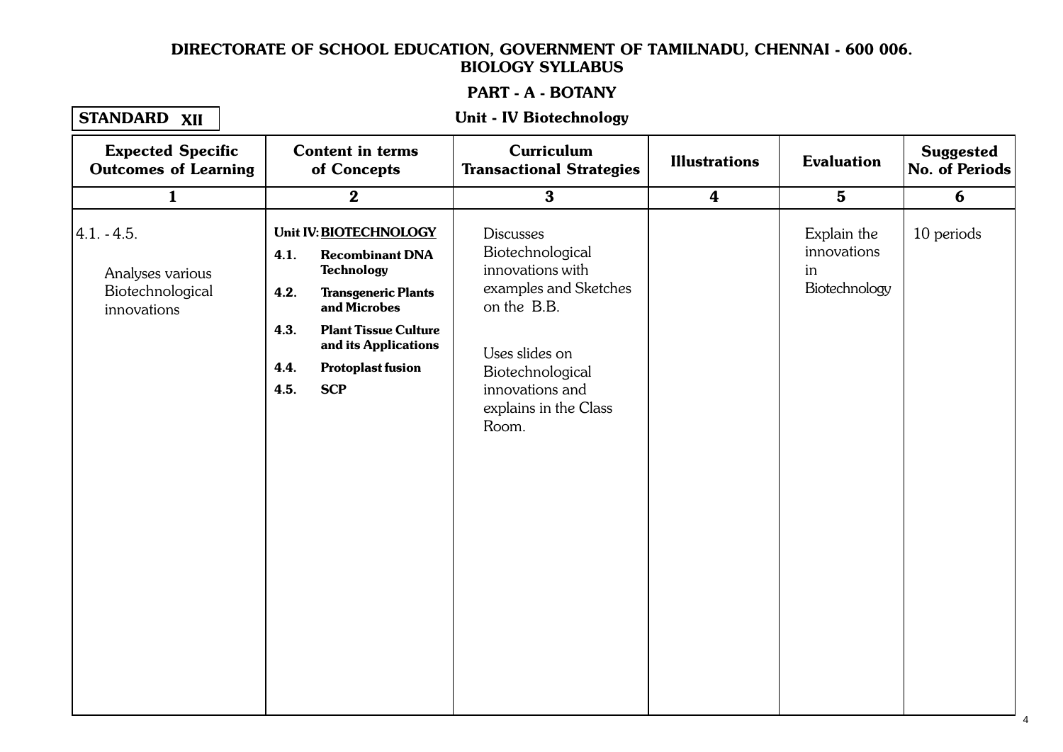**DIRECTORATE OF SCHOOL EDUCATION, GOVERNMENT OF TAMILNADU, CHENNAI - 600 006.**
**BIOLOGY SYLLABUS**

## PART - A - BOTANY

**STANDARD XII**

### Unit - IV Biotechnology

| Expected Specific Outcomes of Learning | Content in terms of Concepts | Curriculum Transactional Strategies | Illustrations | Evaluation | Suggested No. of Periods |
|---|---|---|---|---|---|
| 1 | 2 | 3 | 4 | 5 | 6 |
| 4.1. - 4.5.<br><br>Analyses various Biotechnological innovations | **Unit IV: BIOTECHNOLOGY**<br>**4.1. Recombinant DNA Technology**<br>**4.2. Transgeneric Plants and Microbes**<br>**4.3. Plant Tissue Culture and its Applications**<br>**4.4. Protoplast fusion**<br>**4.5. SCP** | Discusses Biotechnological innovations with examples and Sketches on the B.B.<br><br>Uses slides on Biotechnological innovations and explains in the Class Room. | | Explain the innovations in Biotechnology | 10 periods |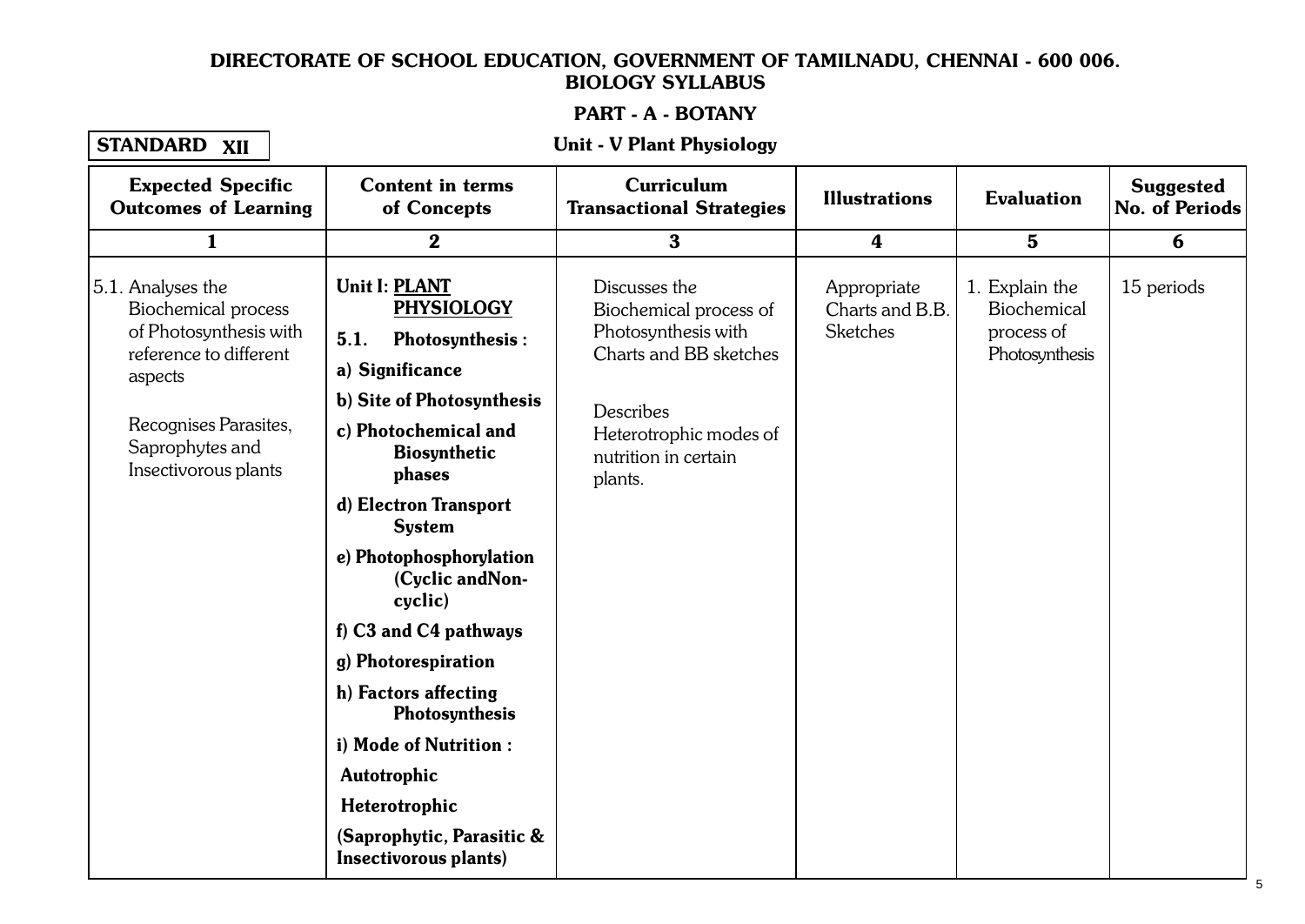# DIRECTORATE OF SCHOOL EDUCATION, GOVERNMENT OF TAMILNADU, CHENNAI - 600 006.
## BIOLOGY SYLLABUS

## PART - A - BOTANY

**STANDARD XII**

### Unit - V Plant Physiology

| Expected Specific Outcomes of Learning | Content in terms of Concepts | Curriculum Transactional Strategies | Illustrations | Evaluation | Suggested No. of Periods |
|---|---|---|---|---|---|
| 1 | 2 | 3 | 4 | 5 | 6 |
| 5.1. Analyses the Biochemical process of Photosynthesis with reference to different aspects<br><br>Recognises Parasites, Saprophytes and Insectivorous plants | **Unit I: PLANT PHYSIOLOGY**<br>**5.1. Photosynthesis :**<br>**a) Significance**<br>**b) Site of Photosynthesis**<br>**c) Photochemical and Biosynthetic phases**<br>**d) Electron Transport System**<br>**e) Photophosphorylation (Cyclic andNon-cyclic)**<br>**f) C3 and C4 pathways**<br>**g) Photorespiration**<br>**h) Factors affecting Photosynthesis**<br>**i) Mode of Nutrition :**<br>**Autotrophic**<br>**Heterotrophic**<br>**(Saprophytic, Parasitic & Insectivorous plants)** | Discusses the Biochemical process of Photosynthesis with Charts and BB sketches<br><br>Describes Heterotrophic modes of nutrition in certain plants. | Appropriate Charts and B.B. Sketches | 1. Explain the Biochemical process of Photosynthesis | 15 periods |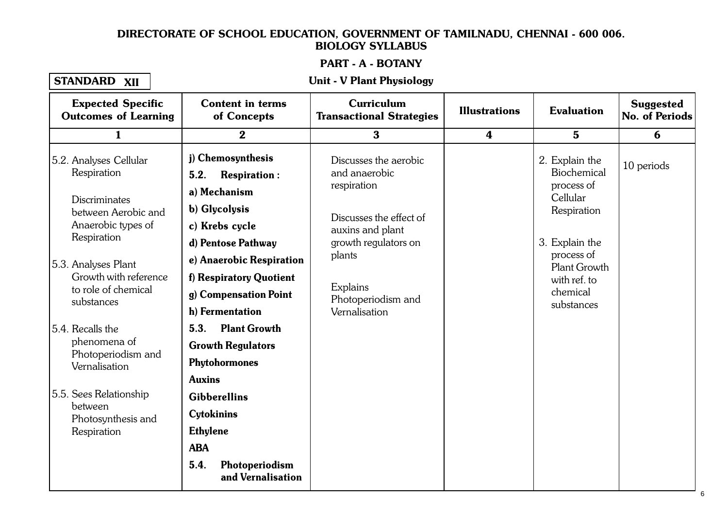**DIRECTORATE OF SCHOOL EDUCATION, GOVERNMENT OF TAMILNADU, CHENNAI - 600 006.**
**BIOLOGY SYLLABUS**

**PART - A - BOTANY**

**STANDARD XII**

**Unit - V Plant Physiology**

| Expected Specific Outcomes of Learning | Content in terms of Concepts | Curriculum Transactional Strategies | Illustrations | Evaluation | Suggested No. of Periods |
|---|---|---|---|---|---|
| 1 | 2 | 3 | 4 | 5 | 6 |
| 5.2. Analyses Cellular Respiration<br><br>Discriminates between Aerobic and Anaerobic types of Respiration<br><br>5.3. Analyses Plant Growth with reference to role of chemical substances<br><br>5.4. Recalls the phenomena of Photoperiodism and Vernalisation<br><br>5.5. Sees Relationship between Photosynthesis and Respiration | **j) Chemosynthesis**<br>**5.2. Respiration :**<br>**a) Mechanism**<br>**b) Glycolysis**<br>**c) Krebs cycle**<br>**d) Pentose Pathway**<br>**e) Anaerobic Respiration**<br>**f) Respiratory Quotient**<br>**g) Compensation Point**<br>**h) Fermentation**<br>**5.3. Plant Growth**<br>**Growth Regulators**<br>**Phytohormones**<br>**Auxins**<br>**Gibberellins**<br>**Cytokinins**<br>**Ethylene**<br>**ABA**<br>**5.4. Photoperiodism and Vernalisation** | Discusses the aerobic and anaerobic respiration<br><br>Discusses the effect of auxins and plant growth regulators on plants<br><br>Explains Photoperiodism and Vernalisation | | 2. Explain the Biochemical process of Cellular Respiration<br><br>3. Explain the process of Plant Growth with ref. to chemical substances | 10 periods |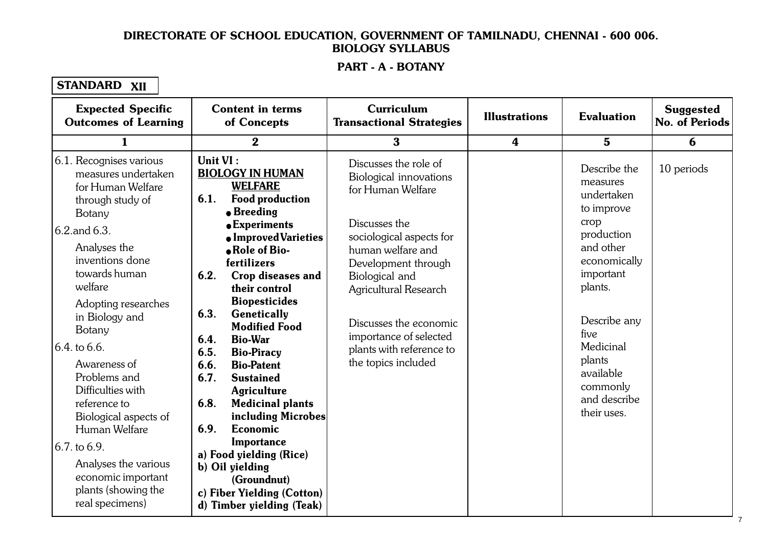**DIRECTORATE OF SCHOOL EDUCATION, GOVERNMENT OF TAMILNADU, CHENNAI - 600 006.**
**BIOLOGY SYLLABUS**

## PART - A - BOTANY

**STANDARD XII**

| Expected Specific Outcomes of Learning | Content in terms of Concepts | Curriculum Transactional Strategies | Illustrations | Evaluation | Suggested No. of Periods |
|---|---|---|---|---|---|
| 1 | 2 | 3 | 4 | 5 | 6 |
| 6.1. Recognises various measures undertaken for Human Welfare through study of Botany<br><br>6.2.and 6.3.<br>Analyses the inventions done towards human welfare<br>Adopting researches in Biology and Botany<br><br>6.4. to 6.6.<br>Awareness of Problems and Difficulties with reference to Biological aspects of Human Welfare<br><br>6.7. to 6.9.<br>Analyses the various economic important plants (showing the real specimens) | **Unit VI :**<br>**BIOLOGY IN HUMAN WELFARE**<br>**6.1. Food production**<br>• **Breeding**<br>• **Experiments**<br>• **Improved Varieties**<br>• **Role of Bio-fertilizers**<br>**6.2. Crop diseases and their control Biopesticides**<br>**6.3. Genetically Modified Food**<br>**6.4. Bio-War**<br>**6.5. Bio-Piracy**<br>**6.6. Bio-Patent**<br>**6.7. Sustained Agriculture**<br>**6.8. Medicinal plants including Microbes**<br>**6.9. Economic Importance**<br>**a) Food yielding (Rice)**<br>**b) Oil yielding (Groundnut)**<br>**c) Fiber Yielding (Cotton)**<br>**d) Timber yielding (Teak)** | Discusses the role of Biological innovations for Human Welfare<br><br>Discusses the sociological aspects for human welfare and Development through Biological and Agricultural Research<br><br>Discusses the economic importance of selected plants with reference to the topics included | | Describe the measures undertaken to improve crop production and other economically important plants.<br><br>Describe any five Medicinal plants available commonly and describe their uses. | 10 periods |